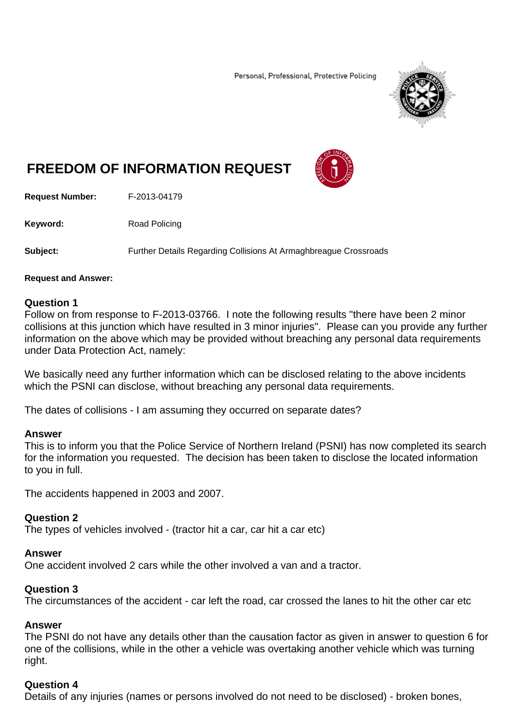Personal, Professional, Protective Policing

# FREEDOM OF INFORMATION REQUEST

**Request Number:** F-2013-04179

**Keyword:** Road Policing

**Subject:** Further Details Regarding Collisions At Armaghbreague Crossroads

**Request and Answer:**

### Question 1

Follow on from response to F-2013-03766. I note the following results "there have been 2 minor collisions at this junction which have resulted in 3 minor injuries". Please can you provide any further information on the above which may be provided without breaching any personal data requirements under Data Protection Act, namely:

We basically need any further information which can be disclosed relating to the above incidents which the PSNI can disclose, without breaching any personal data requirements.

The dates of collisions - I am assuming they occurred on separate dates?

### Answer

This is to inform you that the Police Service of Northern Ireland (PSNI) has now completed its search for the information you requested. The decision has been taken to disclose the located information to you in full.

The accidents happened in 2003 and 2007.

### Question 2

The types of vehicles involved - (tractor hit a car, car hit a car etc)

### Answer

One accident involved 2 cars while the other involved a van and a tractor.

### Question 3

The circumstances of the accident - car left the road, car crossed the lanes to hit the other car etc

### Answer

The PSNI do not have any details other than the causation factor as given in answer to question 6 for one of the collisions, while in the other a vehicle was overtaking another vehicle which was turning right.

### Question 4

Details of any injuries (names or persons involved do not need to be disclosed) - broken bones,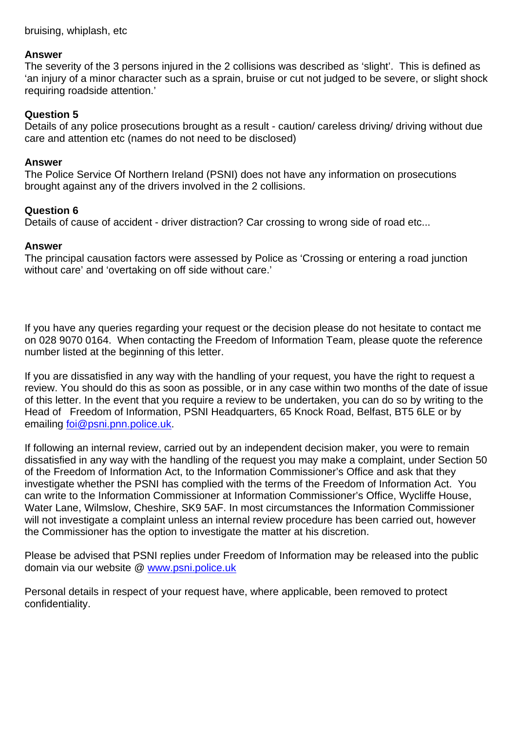bruising, whiplash, etc

**Answer**
The severity of the 3 persons injured in the 2 collisions was described as 'slight'. This is defined as 'an injury of a minor character such as a sprain, bruise or cut not judged to be severe, or slight shock requiring roadside attention.'

**Question 5**
Details of any police prosecutions brought as a result - caution/ careless driving/ driving without due care and attention etc (names do not need to be disclosed)

**Answer**
The Police Service Of Northern Ireland (PSNI) does not have any information on prosecutions brought against any of the drivers involved in the 2 collisions.

**Question 6**
Details of cause of accident - driver distraction? Car crossing to wrong side of road etc...

**Answer**
The principal causation factors were assessed by Police as 'Crossing or entering a road junction without care' and 'overtaking on off side without care.'

If you have any queries regarding your request or the decision please do not hesitate to contact me on 028 9070 0164. When contacting the Freedom of Information Team, please quote the reference number listed at the beginning of this letter.

If you are dissatisfied in any way with the handling of your request, you have the right to request a review. You should do this as soon as possible, or in any case within two months of the date of issue of this letter. In the event that you require a review to be undertaken, you can do so by writing to the Head of Freedom of Information, PSNI Headquarters, 65 Knock Road, Belfast, BT5 6LE or by emailing foi@psni.pnn.police.uk.

If following an internal review, carried out by an independent decision maker, you were to remain dissatisfied in any way with the handling of the request you may make a complaint, under Section 50 of the Freedom of Information Act, to the Information Commissioner's Office and ask that they investigate whether the PSNI has complied with the terms of the Freedom of Information Act. You can write to the Information Commissioner at Information Commissioner's Office, Wycliffe House, Water Lane, Wilmslow, Cheshire, SK9 5AF. In most circumstances the Information Commissioner will not investigate a complaint unless an internal review procedure has been carried out, however the Commissioner has the option to investigate the matter at his discretion.

Please be advised that PSNI replies under Freedom of Information may be released into the public domain via our website @ www.psni.police.uk

Personal details in respect of your request have, where applicable, been removed to protect confidentiality.